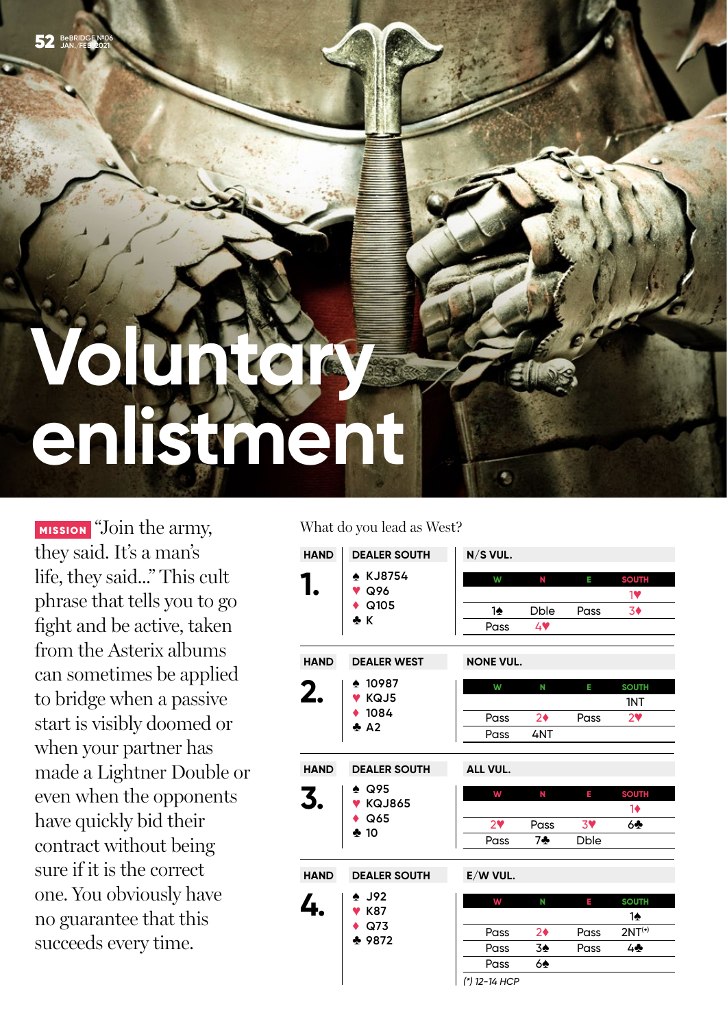# Voluntary enlistment

**MISSION** "Join the army, they said. It's a man's life, they said..." This cult phrase that tells you to go fight and be active, taken from the Asterix albums can sometimes be applied to bridge when a passive start is visibly doomed or when your partner has made a Lightner Double or even when the opponents have quickly bid their contract without being sure if it is the correct one. You obviously have no guarantee that this succeeds every time.

What do you lead as West?

**HAND 1.** DEALER SOUTH — N/S VUL.

♠ KJ8754
♥ Q96
♦ Q105
♣ K

| W | N | E | SOUTH |
|---|---|---|---|
| | | | 1♥ |
| 1♠ | Dble | Pass | 3♦ |
| Pass | 4♥ | | |

**HAND 2.** DEALER WEST — NONE VUL.

♠ 10987
♥ KQJ5
♦ 1084
♣ A2

| W | N | E | SOUTH |
|---|---|---|---|
| | | | 1NT |
| Pass | 2♦ | Pass | 2♥ |
| Pass | 4NT | | |

**HAND 3.** DEALER SOUTH — ALL VUL.

♠ Q95
♥ KQJ865
♦ Q65
♣ 10

| W | N | E | SOUTH |
|---|---|---|---|
| | | | 1♦ |
| 2♥ | Pass | 3♥ | 6♣ |
| Pass | 7♣ | Dble | |

**HAND 4.** DEALER SOUTH — E/W VUL.

♠ J92
♥ K87
♦ Q73
♣ 9872

| W | N | E | SOUTH |
|---|---|---|---|
| | | | 1♠ |
| Pass | 2♦ | Pass | 2NT(*) |
| Pass | 3♠ | Pass | 4♣ |
| Pass | 6♠ | | |

*(\*) 12-14 HCP*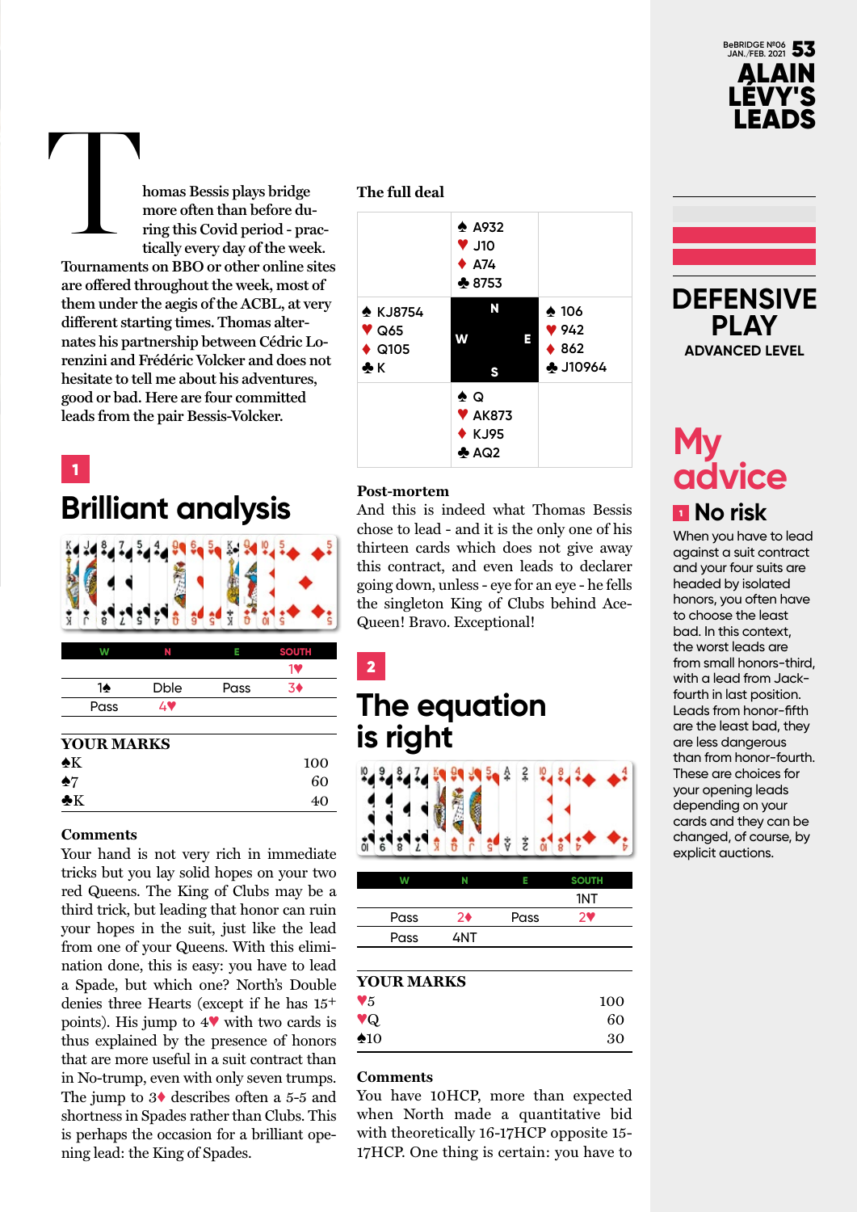# ALAIN LÉVY'S LEADS

Thomas Bessis plays bridge more often than before during this Covid period - practically every day of the week. Tournaments on BBO or other online sites are offered throughout the week, most of them under the aegis of the ACBL, at very different starting times. Thomas alternates his partnership between Cédric Lorenzini and Frédéric Volcker and does not hesitate to tell me about his adventures, good or bad. Here are four committed leads from the pair Bessis-Volcker.

## 1

## Brilliant analysis

| W | N | E | SOUTH |
|---|---|---|---|
| | | | 1♥ |
| 1♠ | Dble | Pass | 3♦ |
| Pass | 4♥ | | |

**YOUR MARKS**

| | |
|---|---|
| ♠K | 100 |
| ♠7 | 60 |
| ♣K | 40 |

**Comments**

Your hand is not very rich in immediate tricks but you lay solid hopes on your two red Queens. The King of Clubs may be a third trick, but leading that honor can ruin your hopes in the suit, just like the lead from one of your Queens. With this elimination done, this is easy: you have to lead a Spade, but which one? North's Double denies three Hearts (except if he has 15+ points). His jump to 4♥ with two cards is thus explained by the presence of honors that are more useful in a suit contract than in No-trump, even with only seven trumps. The jump to 3♦ describes often a 5-5 and shortness in Spades rather than Clubs. This is perhaps the occasion for a brilliant opening lead: the King of Spades.

**The full deal**

| West | North | East | South |
|---|---|---|---|
| | ♠ A932<br>♥ J10<br>♦ A74<br>♣ 8753 | | |
| ♠ KJ8754<br>♥ Q65<br>♦ Q105<br>♣ K | | ♠ 106<br>♥ 942<br>♦ 862<br>♣ J10964 | |
| | | | ♠ Q<br>♥ AK873<br>♦ KJ95<br>♣ AQ2 |

**Post-mortem**

And this is indeed what Thomas Bessis chose to lead - and it is the only one of his thirteen cards which does not give away this contract, and even leads to declarer going down, unless - eye for an eye - he fells the singleton King of Clubs behind Ace-Queen! Bravo. Exceptional!

## 2

## The equation is right

| W | N | E | SOUTH |
|---|---|---|---|
| | | | 1NT |
| Pass | 2♦ | Pass | 2♥ |
| Pass | 4NT | | |

**YOUR MARKS**

| | |
|---|---|
| ♥5 | 100 |
| ♥Q | 60 |
| ♠10 | 30 |

**Comments**

You have 10HCP, more than expected when North made a quantitative bid with theoretically 16-17HCP opposite 15-17HCP. One thing is certain: you have to

# DEFENSIVE PLAY

ADVANCED LEVEL

## My advice

### 1 No risk

When you have to lead against a suit contract and your four suits are headed by isolated honors, you often have to choose the least bad. In this context, the worst leads are from small honors-third, with a lead from Jack-fourth in last position. Leads from honor-fifth are the least bad, they are less dangerous than from honor-fourth. These are choices for your opening leads depending on your cards and they can be changed, of course, by explicit auctions.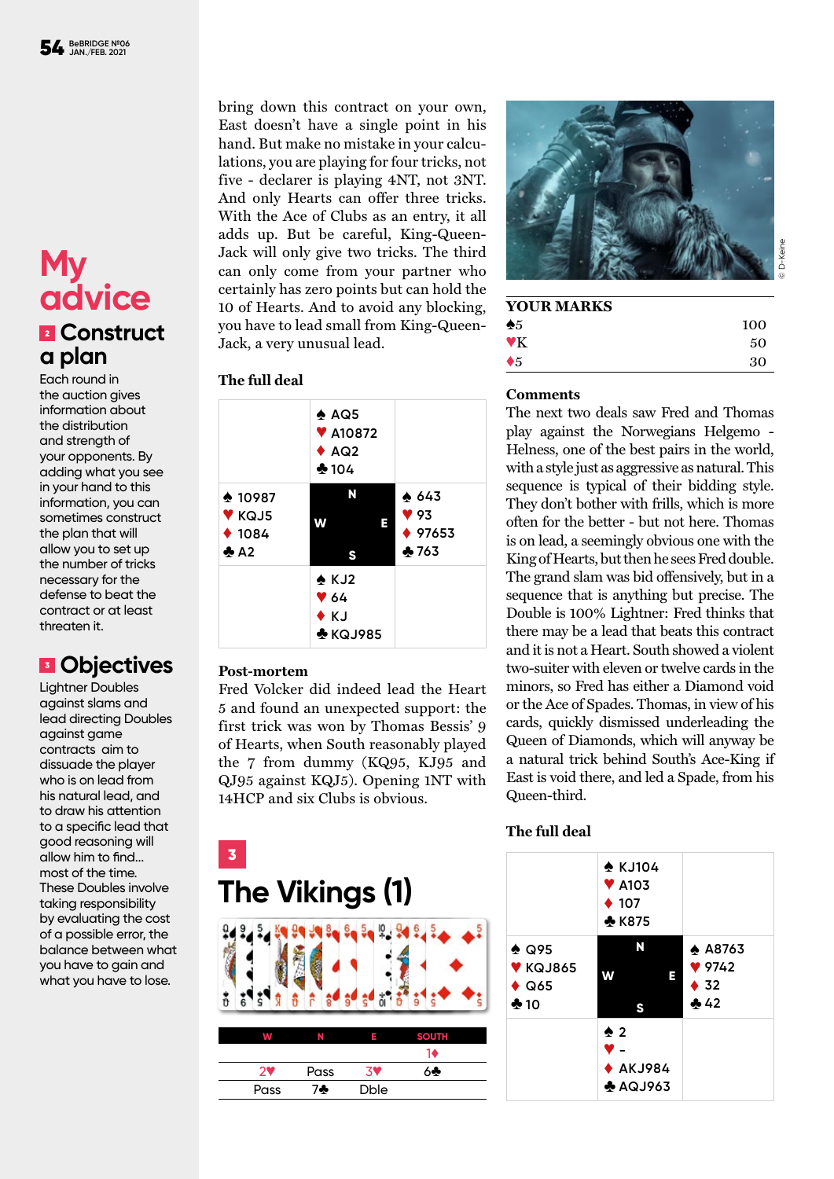# My advice

## 2 Construct a plan

Each round in the auction gives information about the distribution and strength of your opponents. By adding what you see in your hand to this information, you can sometimes construct the plan that will allow you to set up the number of tricks necessary for the defense to beat the contract or at least threaten it.

## 3 Objectives

Lightner Doubles against slams and lead directing Doubles against game contracts aim to dissuade the player who is on lead from his natural lead, and to draw his attention to a specific lead that good reasoning will allow him to find... most of the time. These Doubles involve taking responsibility by evaluating the cost of a possible error, the balance between what you have to gain and what you have to lose.

bring down this contract on your own, East doesn't have a single point in his hand. But make no mistake in your calculations, you are playing for four tricks, not five - declarer is playing 4NT, not 3NT. And only Hearts can offer three tricks. With the Ace of Clubs as an entry, it all adds up. But be careful, King-Queen-Jack will only give two tricks. The third can only come from your partner who certainly has zero points but can hold the 10 of Hearts. And to avoid any blocking, you have to lead small from King-Queen-Jack, a very unusual lead.

### The full deal

| | North | |
|---|---|---|
| | ♠ AQ5<br>♥ A10872<br>♦ AQ2<br>♣ 104 | |
| **West**<br>♠ 10987<br>♥ KQJ5<br>♦ 1084<br>♣ A2 | | **East**<br>♠ 643<br>♥ 93<br>♦ 97653<br>♣ 763 |
| | **South**<br>♠ KJ2<br>♥ 64<br>♦ KJ<br>♣ KQJ985 | |

### Post-mortem

Fred Volcker did indeed lead the Heart 5 and found an unexpected support: the first trick was won by Thomas Bessis' 9 of Hearts, when South reasonably played the 7 from dummy (KQ95, KJ95 and QJ95 against KQJ5). Opening 1NT with 14HCP and six Clubs is obvious.

## 3 The Vikings (1)

| W | N | E | SOUTH |
|---|---|---|---|
| | | | 1♦ |
| 2♥ | Pass | 3♥ | 6♣ |
| Pass | 7♣ | Dble | |

### YOUR MARKS

| | |
|---|---|
| ♠5 | 100 |
| ♥K | 50 |
| ♦5 | 30 |

### Comments

The next two deals saw Fred and Thomas play against the Norwegians Helgemo - Helness, one of the best pairs in the world, with a style just as aggressive as natural. This sequence is typical of their bidding style. They don't bother with frills, which is more often for the better - but not here. Thomas is on lead, a seemingly obvious one with the King of Hearts, but then he sees Fred double. The grand slam was bid offensively, but in a sequence that is anything but precise. The Double is 100% Lightner: Fred thinks that there may be a lead that beats this contract and it is not a Heart. South showed a violent two-suiter with eleven or twelve cards in the minors, so Fred has either a Diamond void or the Ace of Spades. Thomas, in view of his cards, quickly dismissed underleading the Queen of Diamonds, which will anyway be a natural trick behind South's Ace-King if East is void there, and led a Spade, from his Queen-third.

### The full deal

| | North | |
|---|---|---|
| | ♠ KJ104<br>♥ A103<br>♦ 107<br>♣ K875 | |
| **West**<br>♠ Q95<br>♥ KQJ865<br>♦ Q65<br>♣ 10 | | **East**<br>♠ A8763<br>♥ 9742<br>♦ 32<br>♣ 42 |
| | **South**<br>♠ 2<br>♥ -<br>♦ AKJ984<br>♣ AQJ963 | |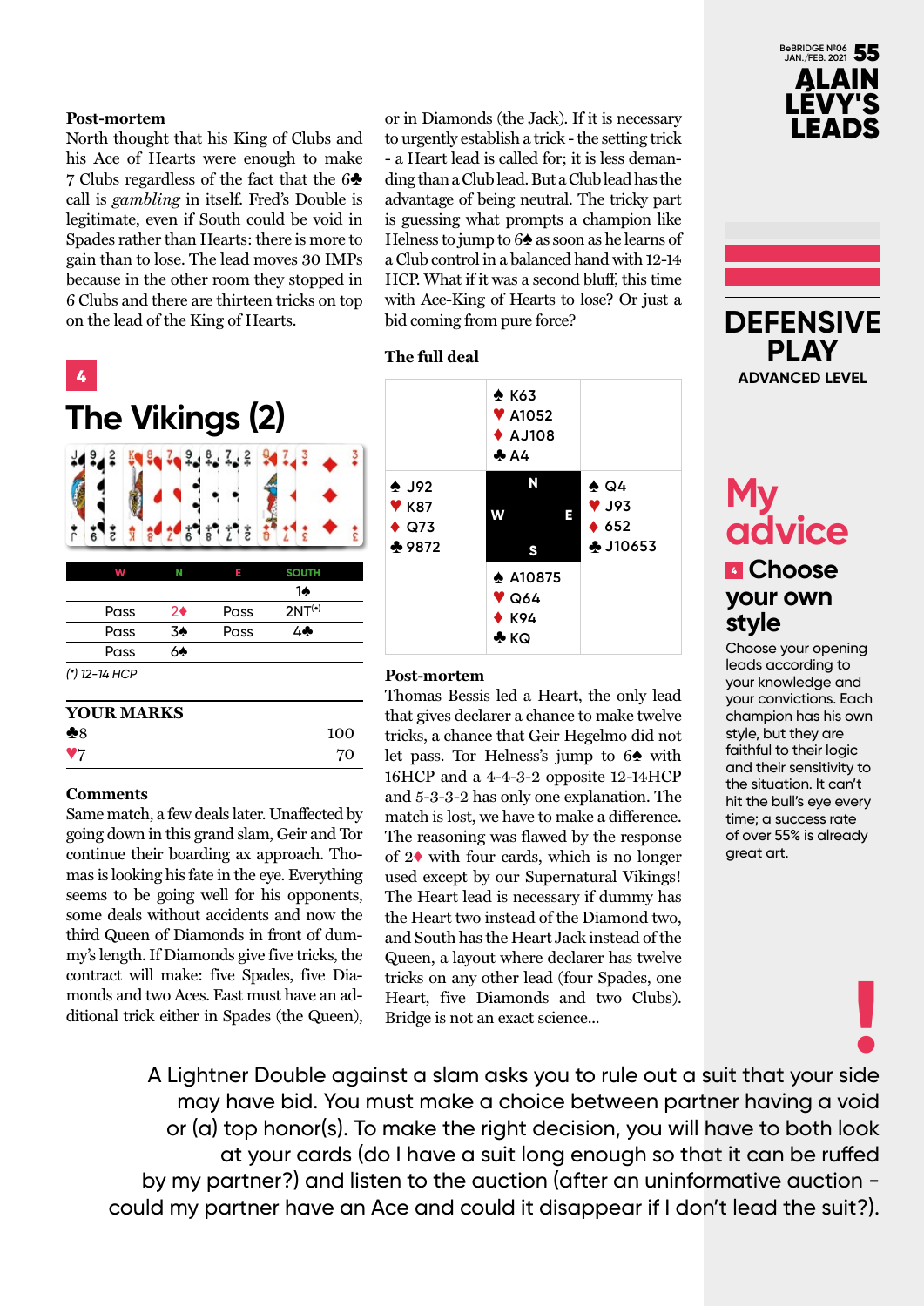**Post-mortem**

North thought that his King of Clubs and his Ace of Hearts were enough to make 7 Clubs regardless of the fact that the 6♣ call is *gambling* in itself. Fred's Double is legitimate, even if South could be void in Spades rather than Hearts: there is more to gain than to lose. The lead moves 30 IMPs because in the other room they stopped in 6 Clubs and there are thirteen tricks on top on the lead of the King of Hearts.

4

# The Vikings (2)

| W | N | E | SOUTH |
|---|---|---|---|
| | | | 1♠ |
| Pass | 2♦ | Pass | 2NT(*) |
| Pass | 3♠ | Pass | 4♣ |
| Pass | 6♠ | | |

(*) 12-14 HCP

**YOUR MARKS**

| | |
|---|---|
| ♣8 | 100 |
| ♥7 | 70 |

**Comments**

Same match, a few deals later. Unaffected by going down in this grand slam, Geir and Tor continue their boarding ax approach. Thomas is looking his fate in the eye. Everything seems to be going well for his opponents, some deals without accidents and now the third Queen of Diamonds in front of dummy's length. If Diamonds give five tricks, the contract will make: five Spades, five Diamonds and two Aces. East must have an additional trick either in Spades (the Queen), or in Diamonds (the Jack). If it is necessary to urgently establish a trick - the setting trick - a Heart lead is called for; it is less demanding than a Club lead. But a Club lead has the advantage of being neutral. The tricky part is guessing what prompts a champion like Helness to jump to 6♠ as soon as he learns of a Club control in a balanced hand with 12-14 HCP. What if it was a second bluff, this time with Ace-King of Hearts to lose? Or just a bid coming from pure force?

**The full deal**

| | | |
|---|---|---|
| | ♠ K63<br>♥ A1052<br>♦ AJ108<br>♣ A4 | |
| ♠ J92<br>♥ K87<br>♦ Q73<br>♣ 9872 | N / W E / S | ♠ Q4<br>♥ J93<br>♦ 652<br>♣ J10653 |
| | ♠ A10875<br>♥ Q64<br>♦ K94<br>♣ KQ | |

**Post-mortem**

Thomas Bessis led a Heart, the only lead that gives declarer a chance to make twelve tricks, a chance that Geir Hegelmo did not let pass. Tor Helness's jump to 6♠ with 16HCP and a 4-4-3-2 opposite 12-14HCP and 5-3-3-2 has only one explanation. The match is lost, we have to make a difference. The reasoning was flawed by the response of 2♦ with four cards, which is no longer used except by our Supernatural Vikings! The Heart lead is necessary if dummy has the Heart two instead of the Diamond two, and South has the Heart Jack instead of the Queen, a layout where declarer has twelve tricks on any other lead (four Spades, one Heart, five Diamonds and two Clubs). Bridge is not an exact science...

ALAIN LÉVY'S LEADS

DEFENSIVE PLAY

ADVANCED LEVEL

## My advice

### 4 Choose your own style

Choose your opening leads according to your knowledge and your convictions. Each champion has his own style, but they are faithful to their logic and their sensitivity to the situation. It can't hit the bull's eye every time; a success rate of over 55% is already great art.

!

A Lightner Double against a slam asks you to rule out a suit that your side may have bid. You must make a choice between partner having a void or (a) top honor(s). To make the right decision, you will have to both look at your cards (do I have a suit long enough so that it can be ruffed by my partner?) and listen to the auction (after an uninformative auction - could my partner have an Ace and could it disappear if I don't lead the suit?).